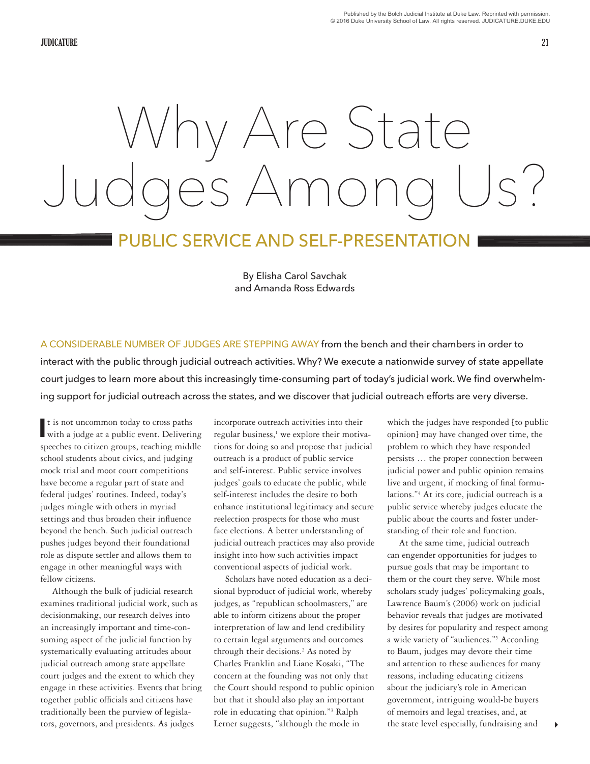# Why Are State Judges Among Us?

## PUBLIC SERVICE AND SELF-PRESENTATION

By Elisha Carol Savchak and Amanda Ross Edwards

A CONSIDERABLE NUMBER OF JUDGES ARE STEPPING AWAY from the bench and their chambers in order to interact with the public through judicial outreach activities. Why? We execute a nationwide survey of state appellate court judges to learn more about this increasingly time-consuming part of today's judicial work. We find overwhelming support for judicial outreach across the states, and we discover that judicial outreach efforts are very diverse.

It is not uncommon today to cross paths with a judge at a public event. Delivering speeches to citizen groups, teaching middle school students about civics, and judging mock trial and moot court competitions have become a regular part of state and federal judges' routines. Indeed, today's judges mingle with others in myriad settings and thus broaden their influence beyond the bench. Such judicial outreach pushes judges beyond their foundational role as dispute settler and allows them to engage in other meaningful ways with fellow citizens.

Although the bulk of judicial research examines traditional judicial work, such as decisionmaking, our research delves into an increasingly important and time-consuming aspect of the judicial function by systematically evaluating attitudes about judicial outreach among state appellate court judges and the extent to which they engage in these activities. Events that bring together public officials and citizens have traditionally been the purview of legislators, governors, and presidents. As judges incorporate outreach activities into their regular business,[1] we explore their motivations for doing so and propose that judicial outreach is a product of public service and self-interest. Public service involves judges' goals to educate the public, while self-interest includes the desire to both enhance institutional legitimacy and secure reelection prospects for those who must face elections. A better understanding of judicial outreach practices may also provide insight into how such activities impact conventional aspects of judicial work.

Scholars have noted education as a decisional byproduct of judicial work, whereby judges, as "republican schoolmasters," are able to inform citizens about the proper interpretation of law and lend credibility to certain legal arguments and outcomes through their decisions.[2] As noted by Charles Franklin and Liane Kosaki, "The concern at the founding was not only that the Court should respond to public opinion but that it should also play an important role in educating that opinion."[3] Ralph Lerner suggests, "although the mode in which the judges have responded [to public opinion] may have changed over time, the problem to which they have responded persists … the proper connection between judicial power and public opinion remains live and urgent, if mocking of final formulations."[4] At its core, judicial outreach is a public service whereby judges educate the public about the courts and foster understanding of their role and function.

At the same time, judicial outreach can engender opportunities for judges to pursue goals that may be important to them or the court they serve. While most scholars study judges' policymaking goals, Lawrence Baum's (2006) work on judicial behavior reveals that judges are motivated by desires for popularity and respect among a wide variety of "audiences."[5] According to Baum, judges may devote their time and attention to these audiences for many reasons, including educating citizens about the judiciary's role in American government, intriguing would-be buyers of memoirs and legal treatises, and, at the state level especially, fundraising and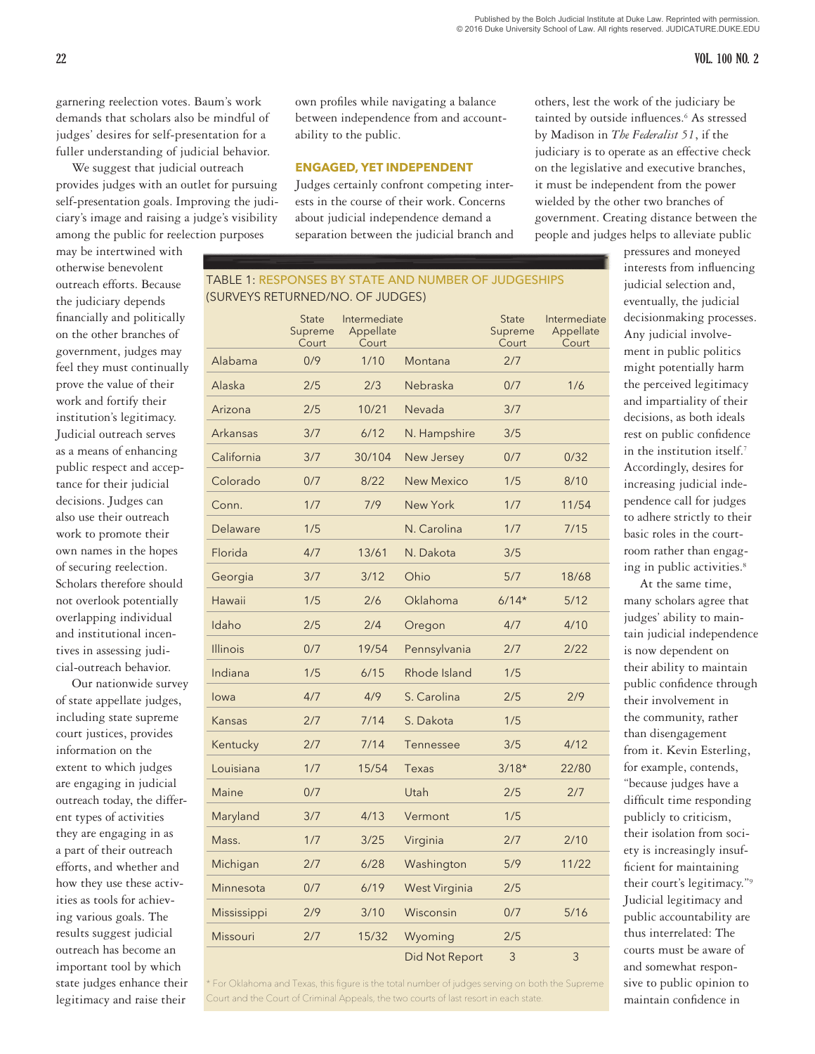garnering reelection votes. Baum's work demands that scholars also be mindful of judges' desires for self-presentation for a fuller understanding of judicial behavior.

We suggest that judicial outreach provides judges with an outlet for pursuing self-presentation goals. Improving the judiciary's image and raising a judge's visibility among the public for reelection purposes may be intertwined with otherwise benevolent outreach efforts. Because the judiciary depends financially and politically on the other branches of government, judges may feel they must continually prove the value of their work and fortify their institution's legitimacy. Judicial outreach serves as a means of enhancing public respect and acceptance for their judicial decisions. Judges can also use their outreach work to promote their own names in the hopes of securing reelection. Scholars therefore should not overlook potentially overlapping individual and institutional incentives in assessing judicial-outreach behavior.

Our nationwide survey of state appellate judges, including state supreme court justices, provides information on the extent to which judges are engaging in judicial outreach today, the different types of activities they are engaging in as a part of their outreach efforts, and whether and how they use these activities as tools for achieving various goals. The results suggest judicial outreach has become an important tool by which state judges enhance their legitimacy and raise their own profiles while navigating a balance between independence from and accountability to the public.

## ENGAGED, YET INDEPENDENT

Judges certainly confront competing interests in the course of their work. Concerns about judicial independence demand a separation between the judicial branch and others, lest the work of the judiciary be tainted by outside influences.[6] As stressed by Madison in *The Federalist 51*, if the judiciary is to operate as an effective check on the legislative and executive branches, it must be independent from the power wielded by the other two branches of government. Creating distance between the people and judges helps to alleviate public pressures and moneyed interests from influencing judicial selection and, eventually, the judicial decisionmaking processes. Any judicial involvement in public politics might potentially harm the perceived legitimacy and impartiality of their decisions, as both ideals rest on public confidence in the institution itself.[7] Accordingly, desires for increasing judicial independence call for judges to adhere strictly to their basic roles in the courtroom rather than engaging in public activities.[8]

At the same time, many scholars agree that judges' ability to maintain judicial independence is now dependent on their ability to maintain public confidence through their involvement in the community, rather than disengagement from it. Kevin Esterling, for example, contends, "because judges have a difficult time responding publicly to criticism, their isolation from society is increasingly insufficient for maintaining their court's legitimacy."[9] Judicial legitimacy and public accountability are thus interrelated: The courts must be aware of and somewhat responsive to public opinion to maintain confidence in

TABLE 1: RESPONSES BY STATE AND NUMBER OF JUDGESHIPS (SURVEYS RETURNED/NO. OF JUDGES)

| | State Supreme Court | Intermediate Appellate Court | | State Supreme Court | Intermediate Appellate Court |
|---|---|---|---|---|---|
| Alabama | 0/9 | 1/10 | Montana | 2/7 | |
| Alaska | 2/5 | 2/3 | Nebraska | 0/7 | 1/6 |
| Arizona | 2/5 | 10/21 | Nevada | 3/7 | |
| Arkansas | 3/7 | 6/12 | N. Hampshire | 3/5 | |
| California | 3/7 | 30/104 | New Jersey | 0/7 | 0/32 |
| Colorado | 0/7 | 8/22 | New Mexico | 1/5 | 8/10 |
| Conn. | 1/7 | 7/9 | New York | 1/7 | 11/54 |
| Delaware | 1/5 | | N. Carolina | 1/7 | 7/15 |
| Florida | 4/7 | 13/61 | N. Dakota | 3/5 | |
| Georgia | 3/7 | 3/12 | Ohio | 5/7 | 18/68 |
| Hawaii | 1/5 | 2/6 | Oklahoma | 6/14* | 5/12 |
| Idaho | 2/5 | 2/4 | Oregon | 4/7 | 4/10 |
| Illinois | 0/7 | 19/54 | Pennsylvania | 2/7 | 2/22 |
| Indiana | 1/5 | 6/15 | Rhode Island | 1/5 | |
| Iowa | 4/7 | 4/9 | S. Carolina | 2/5 | 2/9 |
| Kansas | 2/7 | 7/14 | S. Dakota | 1/5 | |
| Kentucky | 2/7 | 7/14 | Tennessee | 3/5 | 4/12 |
| Louisiana | 1/7 | 15/54 | Texas | 3/18* | 22/80 |
| Maine | 0/7 | | Utah | 2/5 | 2/7 |
| Maryland | 3/7 | 4/13 | Vermont | 1/5 | |
| Mass. | 1/7 | 3/25 | Virginia | 2/7 | 2/10 |
| Michigan | 2/7 | 6/28 | Washington | 5/9 | 11/22 |
| Minnesota | 0/7 | 6/19 | West Virginia | 2/5 | |
| Mississippi | 2/9 | 3/10 | Wisconsin | 0/7 | 5/16 |
| Missouri | 2/7 | 15/32 | Wyoming | 2/5 | |
| | | | Did Not Report | 3 | 3 |

\* For Oklahoma and Texas, this figure is the total number of judges serving on both the Supreme Court and the Court of Criminal Appeals, the two courts of last resort in each state.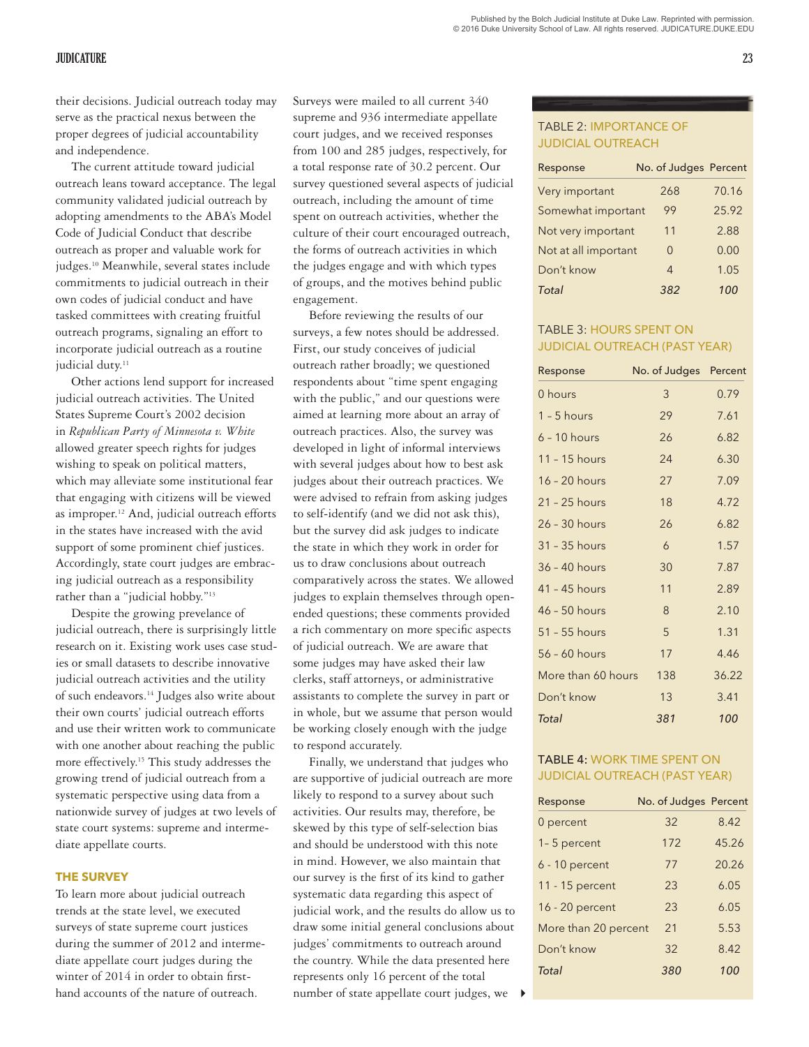their decisions. Judicial outreach today may serve as the practical nexus between the proper degrees of judicial accountability and independence.

The current attitude toward judicial outreach leans toward acceptance. The legal community validated judicial outreach by adopting amendments to the ABA's Model Code of Judicial Conduct that describe outreach as proper and valuable work for judges.[10] Meanwhile, several states include commitments to judicial outreach in their own codes of judicial conduct and have tasked committees with creating fruitful outreach programs, signaling an effort to incorporate judicial outreach as a routine judicial duty.[11]

Other actions lend support for increased judicial outreach activities. The United States Supreme Court's 2002 decision in *Republican Party of Minnesota v. White* allowed greater speech rights for judges wishing to speak on political matters, which may alleviate some institutional fear that engaging with citizens will be viewed as improper.[12] And, judicial outreach efforts in the states have increased with the avid support of some prominent chief justices. Accordingly, state court judges are embracing judicial outreach as a responsibility rather than a "judicial hobby."[13]

Despite the growing prevalence of judicial outreach, there is surprisingly little research on it. Existing work uses case studies or small datasets to describe innovative judicial outreach activities and the utility of such endeavors.[14] Judges also write about their own courts' judicial outreach efforts and use their written work to communicate with one another about reaching the public more effectively.[15] This study addresses the growing trend of judicial outreach from a systematic perspective using data from a nationwide survey of judges at two levels of state court systems: supreme and intermediate appellate courts.

## THE SURVEY

To learn more about judicial outreach trends at the state level, we executed surveys of state supreme court justices during the summer of 2012 and intermediate appellate court judges during the winter of 2014 in order to obtain firsthand accounts of the nature of outreach. Surveys were mailed to all current 340 supreme and 936 intermediate appellate court judges, and we received responses from 100 and 285 judges, respectively, for a total response rate of 30.2 percent. Our survey questioned several aspects of judicial outreach, including the amount of time spent on outreach activities, whether the culture of their court encouraged outreach, the forms of outreach activities in which the judges engage and with which types of groups, and the motives behind public engagement.

Before reviewing the results of our surveys, a few notes should be addressed. First, our study conceives of judicial outreach rather broadly; we questioned respondents about "time spent engaging with the public," and our questions were aimed at learning more about an array of outreach practices. Also, the survey was developed in light of informal interviews with several judges about how to best ask judges about their outreach practices. We were advised to refrain from asking judges to self-identify (and we did not ask this), but the survey did ask judges to indicate the state in which they work in order for us to draw conclusions about outreach comparatively across the states. We allowed judges to explain themselves through open-ended questions; these comments provided a rich commentary on more specific aspects of judicial outreach. We are aware that some judges may have asked their law clerks, staff attorneys, or administrative assistants to complete the survey in part or in whole, but we assume that person would be working closely enough with the judge to respond accurately.

Finally, we understand that judges who are supportive of judicial outreach are more likely to respond to a survey about such activities. Our results may, therefore, be skewed by this type of self-selection bias and should be understood with this note in mind. However, we also maintain that our survey is the first of its kind to gather systematic data regarding this aspect of judicial work, and the results do allow us to draw some initial general conclusions about judges' commitments to outreach around the country. While the data presented here represents only 16 percent of the total number of state appellate court judges, we

**TABLE 2: IMPORTANCE OF JUDICIAL OUTREACH**

| Response | No. of Judges | Percent |
|---|---|---|
| Very important | 268 | 70.16 |
| Somewhat important | 99 | 25.92 |
| Not very important | 11 | 2.88 |
| Not at all important | 0 | 0.00 |
| Don't know | 4 | 1.05 |
| *Total* | *382* | *100* |

**TABLE 3: HOURS SPENT ON JUDICIAL OUTREACH (PAST YEAR)**

| Response | No. of Judges | Percent |
|---|---|---|
| 0 hours | 3 | 0.79 |
| 1 - 5 hours | 29 | 7.61 |
| 6 - 10 hours | 26 | 6.82 |
| 11 - 15 hours | 24 | 6.30 |
| 16 - 20 hours | 27 | 7.09 |
| 21 - 25 hours | 18 | 4.72 |
| 26 - 30 hours | 26 | 6.82 |
| 31 - 35 hours | 6 | 1.57 |
| 36 - 40 hours | 30 | 7.87 |
| 41 - 45 hours | 11 | 2.89 |
| 46 - 50 hours | 8 | 2.10 |
| 51 - 55 hours | 5 | 1.31 |
| 56 - 60 hours | 17 | 4.46 |
| More than 60 hours | 138 | 36.22 |
| Don't know | 13 | 3.41 |
| *Total* | *381* | *100* |

**TABLE 4: WORK TIME SPENT ON JUDICIAL OUTREACH (PAST YEAR)**

| Response | No. of Judges | Percent |
|---|---|---|
| 0 percent | 32 | 8.42 |
| 1- 5 percent | 172 | 45.26 |
| 6 - 10 percent | 77 | 20.26 |
| 11 - 15 percent | 23 | 6.05 |
| 16 - 20 percent | 23 | 6.05 |
| More than 20 percent | 21 | 5.53 |
| Don't know | 32 | 8.42 |
| *Total* | *380* | *100* |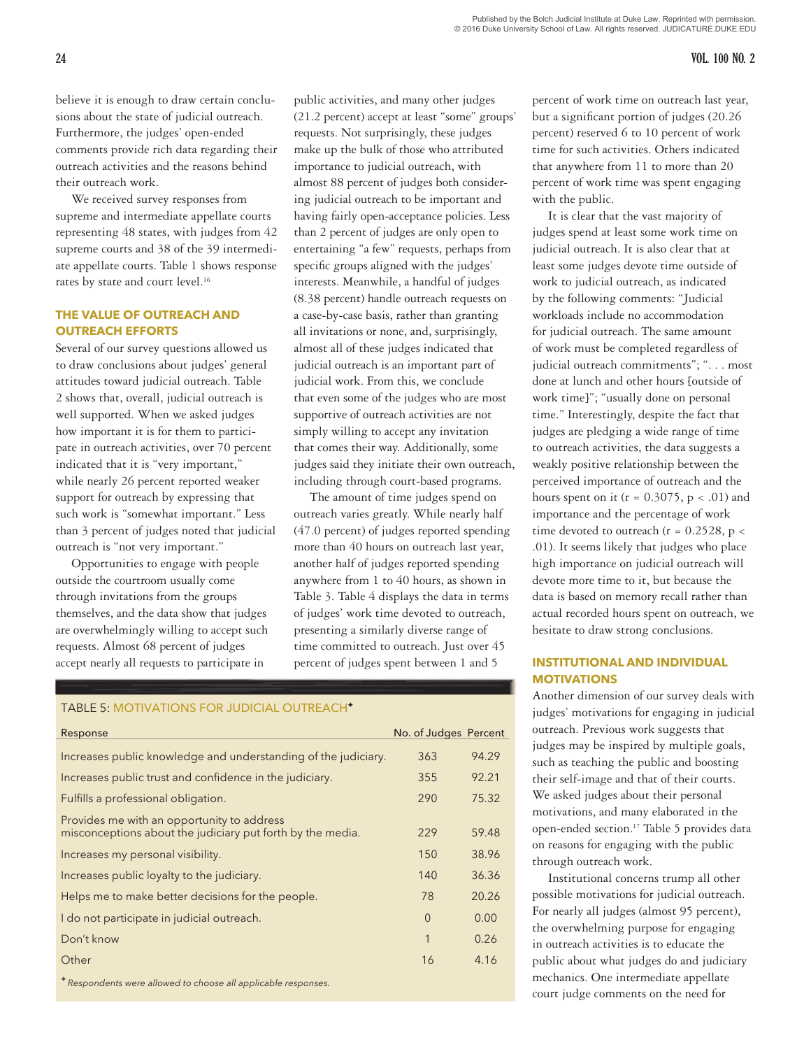believe it is enough to draw certain conclusions about the state of judicial outreach. Furthermore, the judges' open-ended comments provide rich data regarding their outreach activities and the reasons behind their outreach work.

We received survey responses from supreme and intermediate appellate courts representing 48 states, with judges from 42 supreme courts and 38 of the 39 intermediate appellate courts. Table 1 shows response rates by state and court level.[16]

## THE VALUE OF OUTREACH AND OUTREACH EFFORTS

Several of our survey questions allowed us to draw conclusions about judges' general attitudes toward judicial outreach. Table 2 shows that, overall, judicial outreach is well supported. When we asked judges how important it is for them to participate in outreach activities, over 70 percent indicated that it is "very important," while nearly 26 percent reported weaker support for outreach by expressing that such work is "somewhat important." Less than 3 percent of judges noted that judicial outreach is "not very important."

Opportunities to engage with people outside the courtroom usually come through invitations from the groups themselves, and the data show that judges are overwhelmingly willing to accept such requests. Almost 68 percent of judges accept nearly all requests to participate in public activities, and many other judges (21.2 percent) accept at least "some" groups' requests. Not surprisingly, these judges make up the bulk of those who attributed importance to judicial outreach, with almost 88 percent of judges both considering judicial outreach to be important and having fairly open-acceptance policies. Less than 2 percent of judges are only open to entertaining "a few" requests, perhaps from specific groups aligned with the judges' interests. Meanwhile, a handful of judges (8.38 percent) handle outreach requests on a case-by-case basis, rather than granting all invitations or none, and, surprisingly, almost all of these judges indicated that judicial outreach is an important part of judicial work. From this, we conclude that even some of the judges who are most supportive of outreach activities are not simply willing to accept any invitation that comes their way. Additionally, some judges said they initiate their own outreach, including through court-based programs.

The amount of time judges spend on outreach varies greatly. While nearly half (47.0 percent) of judges reported spending more than 40 hours on outreach last year, another half of judges reported spending anywhere from 1 to 40 hours, as shown in Table 3. Table 4 displays the data in terms of judges' work time devoted to outreach, presenting a similarly diverse range of time committed to outreach. Just over 45 percent of judges spent between 1 and 5 percent of work time on outreach last year, but a significant portion of judges (20.26 percent) reserved 6 to 10 percent of work time for such activities. Others indicated that anywhere from 11 to more than 20 percent of work time was spent engaging with the public.

It is clear that the vast majority of judges spend at least some work time on judicial outreach. It is also clear that at least some judges devote time outside of work to judicial outreach, as indicated by the following comments: "Judicial workloads include no accommodation for judicial outreach. The same amount of work must be completed regardless of judicial outreach commitments"; ". . . most done at lunch and other hours [outside of work time]"; "usually done on personal time." Interestingly, despite the fact that judges are pledging a wide range of time to outreach activities, the data suggests a weakly positive relationship between the perceived importance of outreach and the hours spent on it ($r = 0.3075$, $p < .01$) and importance and the percentage of work time devoted to outreach ($r = 0.2528$, $p < .01$). It seems likely that judges who place high importance on judicial outreach will devote more time to it, but because the data is based on memory recall rather than actual recorded hours spent on outreach, we hesitate to draw strong conclusions.

## INSTITUTIONAL AND INDIVIDUAL MOTIVATIONS

Another dimension of our survey deals with judges' motivations for engaging in judicial outreach. Previous work suggests that judges may be inspired by multiple goals, such as teaching the public and boosting their self-image and that of their courts. We asked judges about their personal motivations, and many elaborated in the open-ended section.[17] Table 5 provides data on reasons for engaging with the public through outreach work.

Institutional concerns trump all other possible motivations for judicial outreach. For nearly all judges (almost 95 percent), the overwhelming purpose for engaging in outreach activities is to educate the public about what judges do and judiciary mechanics. One intermediate appellate court judge comments on the need for

TABLE 5: MOTIVATIONS FOR JUDICIAL OUTREACH✦

| Response | No. of Judges | Percent |
|---|---|---|
| Increases public knowledge and understanding of the judiciary. | 363 | 94.29 |
| Increases public trust and confidence in the judiciary. | 355 | 92.21 |
| Fulfills a professional obligation. | 290 | 75.32 |
| Provides me with an opportunity to address misconceptions about the judiciary put forth by the media. | 229 | 59.48 |
| Increases my personal visibility. | 150 | 38.96 |
| Increases public loyalty to the judiciary. | 140 | 36.36 |
| Helps me to make better decisions for the people. | 78 | 20.26 |
| I do not participate in judicial outreach. | 0 | 0.00 |
| Don't know | 1 | 0.26 |
| Other | 16 | 4.16 |

✦ *Respondents were allowed to choose all applicable responses.*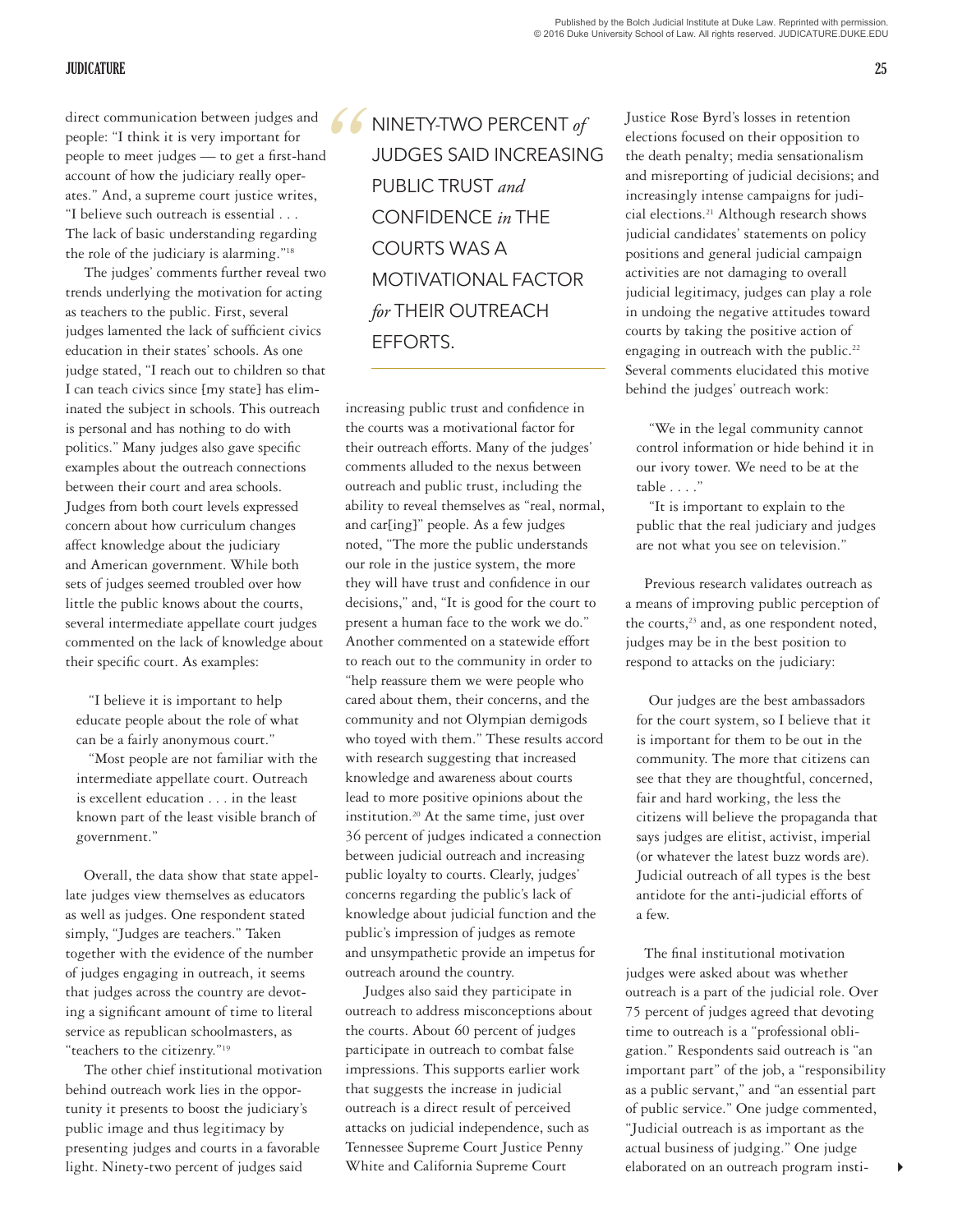direct communication between judges and people: "I think it is very important for people to meet judges — to get a first-hand account of how the judiciary really operates." And, a supreme court justice writes, "I believe such outreach is essential . . . The lack of basic understanding regarding the role of the judiciary is alarming."[18]

The judges' comments further reveal two trends underlying the motivation for acting as teachers to the public. First, several judges lamented the lack of sufficient civics education in their states' schools. As one judge stated, "I reach out to children so that I can teach civics since [my state] has eliminated the subject in schools. This outreach is personal and has nothing to do with politics." Many judges also gave specific examples about the outreach connections between their court and area schools. Judges from both court levels expressed concern about how curriculum changes affect knowledge about the judiciary and American government. While both sets of judges seemed troubled over how little the public knows about the courts, several intermediate appellate court judges commented on the lack of knowledge about their specific court. As examples:

> "I believe it is important to help educate people about the role of what can be a fairly anonymous court."
>
> "Most people are not familiar with the intermediate appellate court. Outreach is excellent education . . . in the least known part of the least visible branch of government."

Overall, the data show that state appellate judges view themselves as educators as well as judges. One respondent stated simply, "Judges are teachers." Taken together with the evidence of the number of judges engaging in outreach, it seems that judges across the country are devoting a significant amount of time to literal service as republican schoolmasters, as "teachers to the citizenry."[19]

The other chief institutional motivation behind outreach work lies in the opportunity it presents to boost the judiciary's public image and thus legitimacy by presenting judges and courts in a favorable light. Ninety-two percent of judges said increasing public trust and confidence in the courts was a motivational factor for their outreach efforts. Many of the judges' comments alluded to the nexus between outreach and public trust, including the ability to reveal themselves as "real, normal, and car[ing]" people. As a few judges noted, "The more the public understands our role in the justice system, the more they will have trust and confidence in our decisions," and, "It is good for the court to present a human face to the work we do." Another commented on a statewide effort to reach out to the community in order to "help reassure them we were people who cared about them, their concerns, and the community and not Olympian demigods who toyed with them." These results accord with research suggesting that increased knowledge and awareness about courts lead to more positive opinions about the institution.[20] At the same time, just over 36 percent of judges indicated a connection between judicial outreach and increasing public loyalty to courts. Clearly, judges' concerns regarding the public's lack of knowledge about judicial function and the public's impression of judges as remote and unsympathetic provide an impetus for outreach around the country.

> "NINETY-TWO PERCENT *of* JUDGES SAID INCREASING PUBLIC TRUST *and* CONFIDENCE *in* THE COURTS WAS A MOTIVATIONAL FACTOR *for* THEIR OUTREACH EFFORTS.

Judges also said they participate in outreach to address misconceptions about the courts. About 60 percent of judges participate in outreach to combat false impressions. This supports earlier work that suggests the increase in judicial outreach is a direct result of perceived attacks on judicial independence, such as Tennessee Supreme Court Justice Penny White and California Supreme Court Justice Rose Byrd's losses in retention elections focused on their opposition to the death penalty; media sensationalism and misreporting of judicial decisions; and increasingly intense campaigns for judicial elections.[21] Although research shows judicial candidates' statements on policy positions and general judicial campaign activities are not damaging to overall judicial legitimacy, judges can play a role in undoing the negative attitudes toward courts by taking the positive action of engaging in outreach with the public.[22] Several comments elucidated this motive behind the judges' outreach work:

> "We in the legal community cannot control information or hide behind it in our ivory tower. We need to be at the table . . . ."
>
> "It is important to explain to the public that the real judiciary and judges are not what you see on television."

Previous research validates outreach as a means of improving public perception of the courts,[23] and, as one respondent noted, judges may be in the best position to respond to attacks on the judiciary:

> Our judges are the best ambassadors for the court system, so I believe that it is important for them to be out in the community. The more that citizens can see that they are thoughtful, concerned, fair and hard working, the less the citizens will believe the propaganda that says judges are elitist, activist, imperial (or whatever the latest buzz words are). Judicial outreach of all types is the best antidote for the anti-judicial efforts of a few.

The final institutional motivation judges were asked about was whether outreach is a part of the judicial role. Over 75 percent of judges agreed that devoting time to outreach is a "professional obligation." Respondents said outreach is "an important part" of the job, a "responsibility as a public servant," and "an essential part of public service." One judge commented, "Judicial outreach is as important as the actual business of judging." One judge elaborated on an outreach program insti-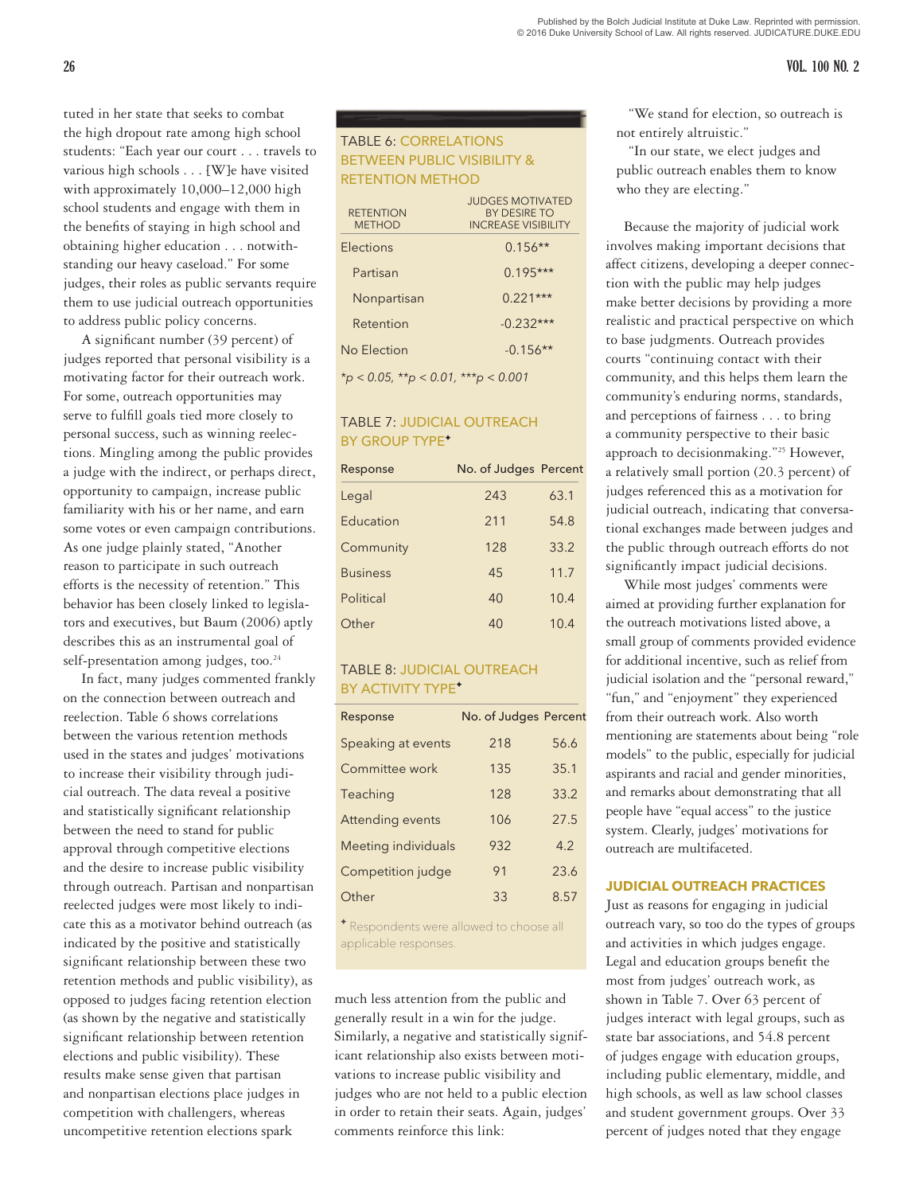tuted in her state that seeks to combat the high dropout rate among high school students: "Each year our court . . . travels to various high schools . . . [W]e have visited with approximately 10,000–12,000 high school students and engage with them in the benefits of staying in high school and obtaining higher education . . . notwithstanding our heavy caseload." For some judges, their roles as public servants require them to use judicial outreach opportunities to address public policy concerns.

A significant number (39 percent) of judges reported that personal visibility is a motivating factor for their outreach work. For some, outreach opportunities may serve to fulfill goals tied more closely to personal success, such as winning reelections. Mingling among the public provides a judge with the indirect, or perhaps direct, opportunity to campaign, increase public familiarity with his or her name, and earn some votes or even campaign contributions. As one judge plainly stated, "Another reason to participate in such outreach efforts is the necessity of retention." This behavior has been closely linked to legislators and executives, but Baum (2006) aptly describes this as an instrumental goal of self-presentation among judges, too.[24]

In fact, many judges commented frankly on the connection between outreach and reelection. Table 6 shows correlations between the various retention methods used in the states and judges' motivations to increase their visibility through judicial outreach. The data reveal a positive and statistically significant relationship between the need to stand for public approval through competitive elections and the desire to increase public visibility through outreach. Partisan and nonpartisan reelected judges were most likely to indicate this as a motivator behind outreach (as indicated by the positive and statistically significant relationship between these two retention methods and public visibility), as opposed to judges facing retention election (as shown by the negative and statistically significant relationship between retention elections and public visibility). These results make sense given that partisan and nonpartisan elections place judges in competition with challengers, whereas uncompetitive retention elections spark much less attention from the public and generally result in a win for the judge. Similarly, a negative and statistically significant relationship also exists between motivations to increase public visibility and judges who are not held to a public election in order to retain their seats. Again, judges' comments reinforce this link:

"We stand for election, so outreach is not entirely altruistic."

"In our state, we elect judges and public outreach enables them to know who they are electing."

**TABLE 6: CORRELATIONS BETWEEN PUBLIC VISIBILITY & RETENTION METHOD**

| RETENTION METHOD | JUDGES MOTIVATED BY DESIRE TO INCREASE VISIBILITY |
|---|---|
| Elections | 0.156** |
| Partisan | 0.195*** |
| Nonpartisan | 0.221*** |
| Retention | -0.232*** |
| No Election | -0.156** |

*$p < 0.05$, **$p < 0.01$, ***$p < 0.001$

**TABLE 7: JUDICIAL OUTREACH BY GROUP TYPE✦**

| Response | No. of Judges | Percent |
|---|---|---|
| Legal | 243 | 63.1 |
| Education | 211 | 54.8 |
| Community | 128 | 33.2 |
| Business | 45 | 11.7 |
| Political | 40 | 10.4 |
| Other | 40 | 10.4 |

**TABLE 8: JUDICIAL OUTREACH BY ACTIVITY TYPE✦**

| Response | No. of Judges | Percent |
|---|---|---|
| Speaking at events | 218 | 56.6 |
| Committee work | 135 | 35.1 |
| Teaching | 128 | 33.2 |
| Attending events | 106 | 27.5 |
| Meeting individuals | 932 | 4.2 |
| Competition judge | 91 | 23.6 |
| Other | 33 | 8.57 |

✦ Respondents were allowed to choose all applicable responses.

Because the majority of judicial work involves making important decisions that affect citizens, developing a deeper connection with the public may help judges make better decisions by providing a more realistic and practical perspective on which to base judgments. Outreach provides courts "continuing contact with their community, and this helps them learn the community's enduring norms, standards, and perceptions of fairness . . . to bring a community perspective to their basic approach to decisionmaking."[25] However, a relatively small portion (20.3 percent) of judges referenced this as a motivation for judicial outreach, indicating that conversational exchanges made between judges and the public through outreach efforts do not significantly impact judicial decisions.

While most judges' comments were aimed at providing further explanation for the outreach motivations listed above, a small group of comments provided evidence for additional incentive, such as relief from judicial isolation and the "personal reward," "fun," and "enjoyment" they experienced from their outreach work. Also worth mentioning are statements about being "role models" to the public, especially for judicial aspirants and racial and gender minorities, and remarks about demonstrating that all people have "equal access" to the justice system. Clearly, judges' motivations for outreach are multifaceted.

## JUDICIAL OUTREACH PRACTICES

Just as reasons for engaging in judicial outreach vary, so too do the types of groups and activities in which judges engage. Legal and education groups benefit the most from judges' outreach work, as shown in Table 7. Over 63 percent of judges interact with legal groups, such as state bar associations, and 54.8 percent of judges engage with education groups, including public elementary, middle, and high schools, as well as law school classes and student government groups. Over 33 percent of judges noted that they engage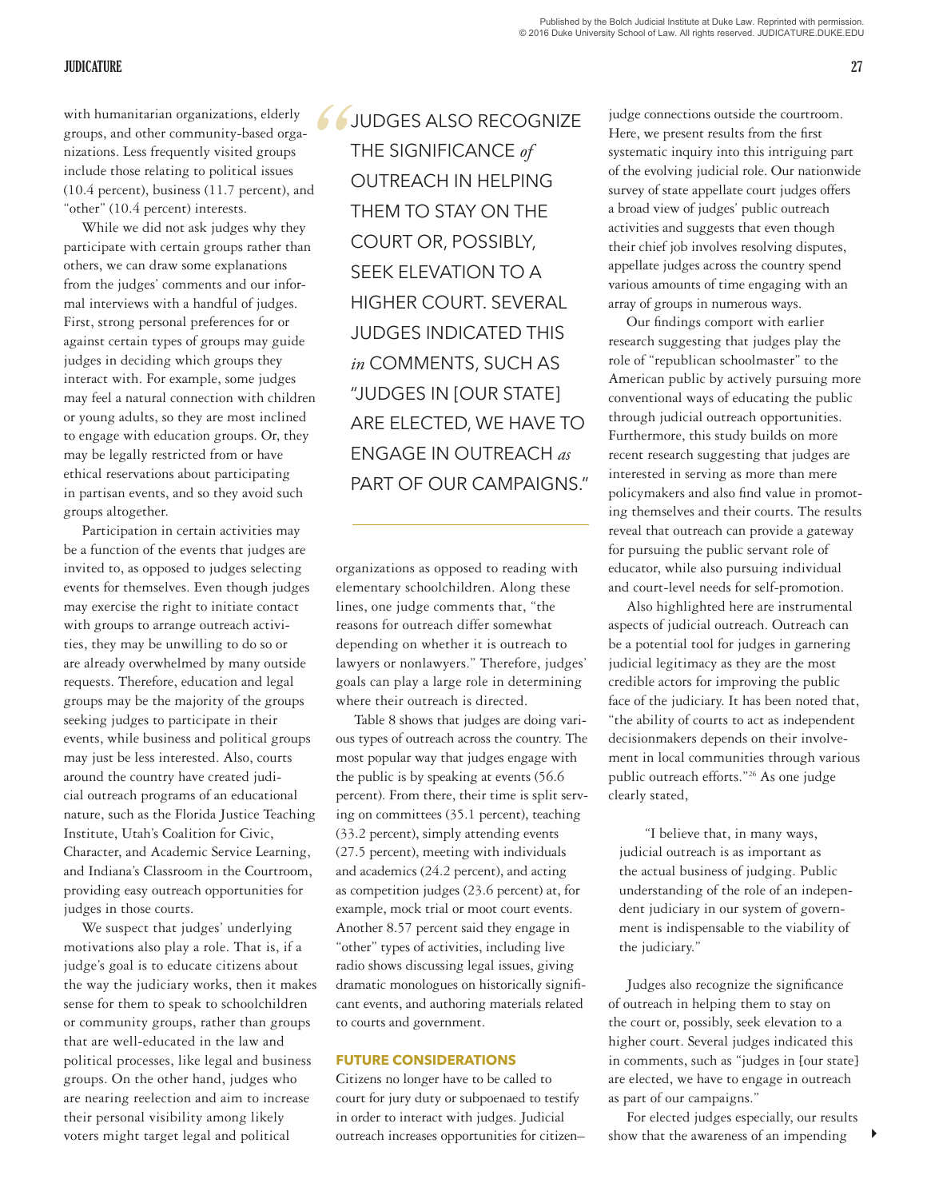with humanitarian organizations, elderly groups, and other community-based organizations. Less frequently visited groups include those relating to political issues (10.4 percent), business (11.7 percent), and "other" (10.4 percent) interests.

While we did not ask judges why they participate with certain groups rather than others, we can draw some explanations from the judges' comments and our informal interviews with a handful of judges. First, strong personal preferences for or against certain types of groups may guide judges in deciding which groups they interact with. For example, some judges may feel a natural connection with children or young adults, so they are most inclined to engage with education groups. Or, they may be legally restricted from or have ethical reservations about participating in partisan events, and so they avoid such groups altogether.

Participation in certain activities may be a function of the events that judges are invited to, as opposed to judges selecting events for themselves. Even though judges may exercise the right to initiate contact with groups to arrange outreach activities, they may be unwilling to do so or are already overwhelmed by many outside requests. Therefore, education and legal groups may be the majority of the groups seeking judges to participate in their events, while business and political groups may just be less interested. Also, courts around the country have created judicial outreach programs of an educational nature, such as the Florida Justice Teaching Institute, Utah's Coalition for Civic, Character, and Academic Service Learning, and Indiana's Classroom in the Courtroom, providing easy outreach opportunities for judges in those courts.

We suspect that judges' underlying motivations also play a role. That is, if a judge's goal is to educate citizens about the way the judiciary works, then it makes sense for them to speak to schoolchildren or community groups, rather than groups that are well-educated in the law and political processes, like legal and business groups. On the other hand, judges who are nearing reelection and aim to increase their personal visibility among likely voters might target legal and political organizations as opposed to reading with elementary schoolchildren. Along these lines, one judge comments that, "the reasons for outreach differ somewhat depending on whether it is outreach to lawyers or nonlawyers." Therefore, judges' goals can play a large role in determining where their outreach is directed.

> "JUDGES ALSO RECOGNIZE THE SIGNIFICANCE *of* OUTREACH IN HELPING THEM TO STAY ON THE COURT OR, POSSIBLY, SEEK ELEVATION TO A HIGHER COURT. SEVERAL JUDGES INDICATED THIS *in* COMMENTS, SUCH AS "JUDGES IN [OUR STATE] ARE ELECTED, WE HAVE TO ENGAGE IN OUTREACH *as* PART OF OUR CAMPAIGNS."

Table 8 shows that judges are doing various types of outreach across the country. The most popular way that judges engage with the public is by speaking at events (56.6 percent). From there, their time is split serving on committees (35.1 percent), teaching (33.2 percent), simply attending events (27.5 percent), meeting with individuals and academics (24.2 percent), and acting as competition judges (23.6 percent) at, for example, mock trial or moot court events. Another 8.57 percent said they engage in "other" types of activities, including live radio shows discussing legal issues, giving dramatic monologues on historically significant events, and authoring materials related to courts and government.

## FUTURE CONSIDERATIONS

Citizens no longer have to be called to court for jury duty or subpoenaed to testify in order to interact with judges. Judicial outreach increases opportunities for citizen–judge connections outside the courtroom. Here, we present results from the first systematic inquiry into this intriguing part of the evolving judicial role. Our nationwide survey of state appellate court judges offers a broad view of judges' public outreach activities and suggests that even though their chief job involves resolving disputes, appellate judges across the country spend various amounts of time engaging with an array of groups in numerous ways.

Our findings comport with earlier research suggesting that judges play the role of "republican schoolmaster" to the American public by actively pursuing more conventional ways of educating the public through judicial outreach opportunities. Furthermore, this study builds on more recent research suggesting that judges are interested in serving as more than mere policymakers and also find value in promoting themselves and their courts. The results reveal that outreach can provide a gateway for pursuing the public servant role of educator, while also pursuing individual and court-level needs for self-promotion.

Also highlighted here are instrumental aspects of judicial outreach. Outreach can be a potential tool for judges in garnering judicial legitimacy as they are the most credible actors for improving the public face of the judiciary. It has been noted that, "the ability of courts to act as independent decisionmakers depends on their involvement in local communities through various public outreach efforts."[26] As one judge clearly stated,

> "I believe that, in many ways, judicial outreach is as important as the actual business of judging. Public understanding of the role of an independent judiciary in our system of government is indispensable to the viability of the judiciary."

Judges also recognize the significance of outreach in helping them to stay on the court or, possibly, seek elevation to a higher court. Several judges indicated this in comments, such as "judges in [our state] are elected, we have to engage in outreach as part of our campaigns."

For elected judges especially, our results show that the awareness of an impending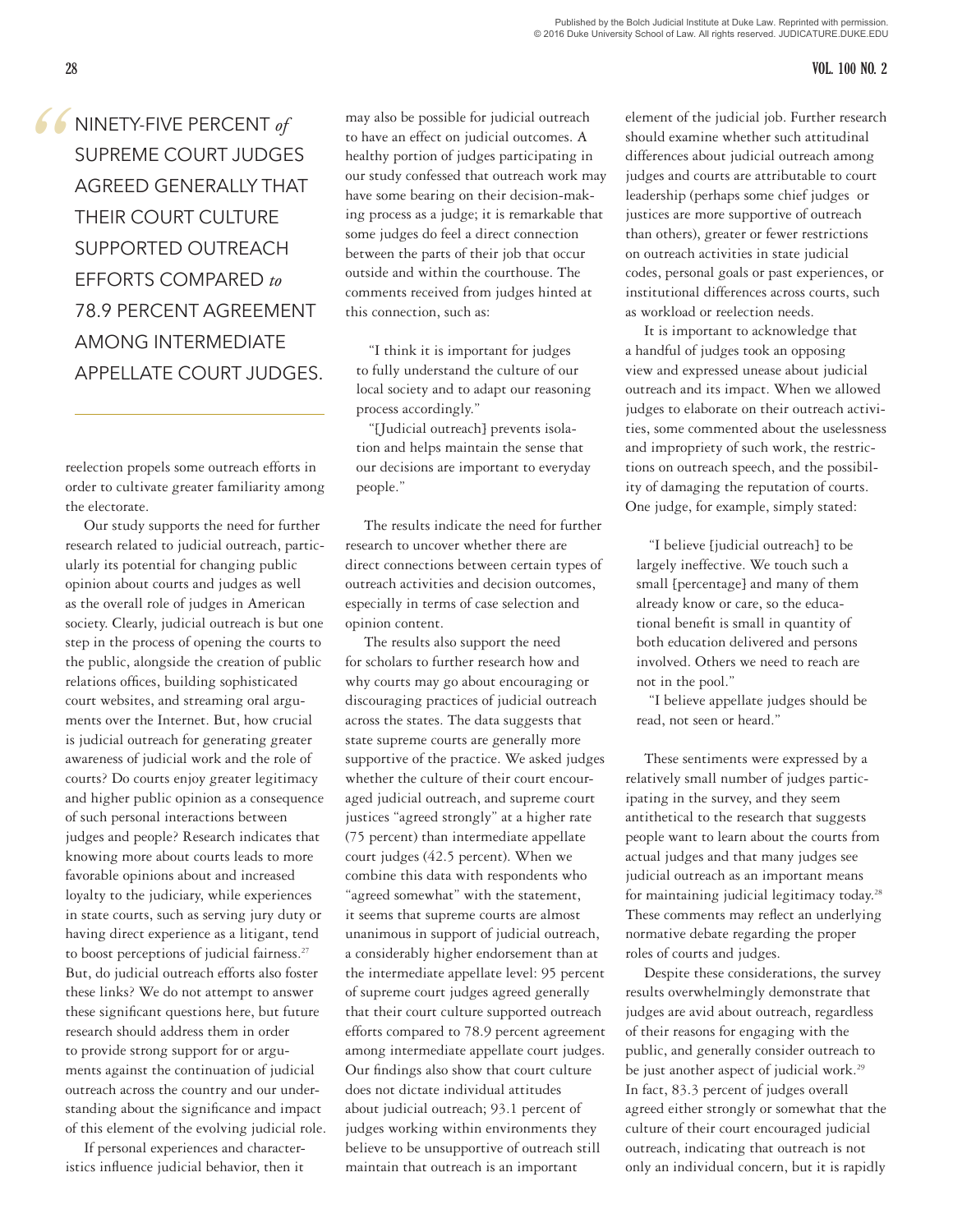> NINETY-FIVE PERCENT *of* SUPREME COURT JUDGES AGREED GENERALLY THAT THEIR COURT CULTURE SUPPORTED OUTREACH EFFORTS COMPARED *to* 78.9 PERCENT AGREEMENT AMONG INTERMEDIATE APPELLATE COURT JUDGES.

reelection propels some outreach efforts in order to cultivate greater familiarity among the electorate.

Our study supports the need for further research related to judicial outreach, particularly its potential for changing public opinion about courts and judges as well as the overall role of judges in American society. Clearly, judicial outreach is but one step in the process of opening the courts to the public, alongside the creation of public relations offices, building sophisticated court websites, and streaming oral arguments over the Internet. But, how crucial is judicial outreach for generating greater awareness of judicial work and the role of courts? Do courts enjoy greater legitimacy and higher public opinion as a consequence of such personal interactions between judges and people? Research indicates that knowing more about courts leads to more favorable opinions about and increased loyalty to the judiciary, while experiences in state courts, such as serving jury duty or having direct experience as a litigant, tend to boost perceptions of judicial fairness.[27] But, do judicial outreach efforts also foster these links? We do not attempt to answer these significant questions here, but future research should address them in order to provide strong support for or arguments against the continuation of judicial outreach across the country and our understanding about the significance and impact of this element of the evolving judicial role.

If personal experiences and characteristics influence judicial behavior, then it may also be possible for judicial outreach to have an effect on judicial outcomes. A healthy portion of judges participating in our study confessed that outreach work may have some bearing on their decision-making process as a judge; it is remarkable that some judges do feel a direct connection between the parts of their job that occur outside and within the courthouse. The comments received from judges hinted at this connection, such as:

> "I think it is important for judges to fully understand the culture of our local society and to adapt our reasoning process accordingly."
>
> "[Judicial outreach] prevents isolation and helps maintain the sense that our decisions are important to everyday people."

The results indicate the need for further research to uncover whether there are direct connections between certain types of outreach activities and decision outcomes, especially in terms of case selection and opinion content.

The results also support the need for scholars to further research how and why courts may go about encouraging or discouraging practices of judicial outreach across the states. The data suggests that state supreme courts are generally more supportive of the practice. We asked judges whether the culture of their court encouraged judicial outreach, and supreme court justices "agreed strongly" at a higher rate (75 percent) than intermediate appellate court judges (42.5 percent). When we combine this data with respondents who "agreed somewhat" with the statement, it seems that supreme courts are almost unanimous in support of judicial outreach, a considerably higher endorsement than at the intermediate appellate level: 95 percent of supreme court judges agreed generally that their court culture supported outreach efforts compared to 78.9 percent agreement among intermediate appellate court judges. Our findings also show that court culture does not dictate individual attitudes about judicial outreach; 93.1 percent of judges working within environments they believe to be unsupportive of outreach still maintain that outreach is an important element of the judicial job. Further research should examine whether such attitudinal differences about judicial outreach among judges and courts are attributable to court leadership (perhaps some chief judges or justices are more supportive of outreach than others), greater or fewer restrictions on outreach activities in state judicial codes, personal goals or past experiences, or institutional differences across courts, such as workload or reelection needs.

It is important to acknowledge that a handful of judges took an opposing view and expressed unease about judicial outreach and its impact. When we allowed judges to elaborate on their outreach activities, some commented about the uselessness and impropriety of such work, the restrictions on outreach speech, and the possibility of damaging the reputation of courts. One judge, for example, simply stated:

> "I believe [judicial outreach] to be largely ineffective. We touch such a small [percentage] and many of them already know or care, so the educational benefit is small in quantity of both education delivered and persons involved. Others we need to reach are not in the pool."
>
> "I believe appellate judges should be read, not seen or heard."

These sentiments were expressed by a relatively small number of judges participating in the survey, and they seem antithetical to the research that suggests people want to learn about the courts from actual judges and that many judges see judicial outreach as an important means for maintaining judicial legitimacy today.[28] These comments may reflect an underlying normative debate regarding the proper roles of courts and judges.

Despite these considerations, the survey results overwhelmingly demonstrate that judges are avid about outreach, regardless of their reasons for engaging with the public, and generally consider outreach to be just another aspect of judicial work.[29] In fact, 83.3 percent of judges overall agreed either strongly or somewhat that the culture of their court encouraged judicial outreach, indicating that outreach is not only an individual concern, but it is rapidly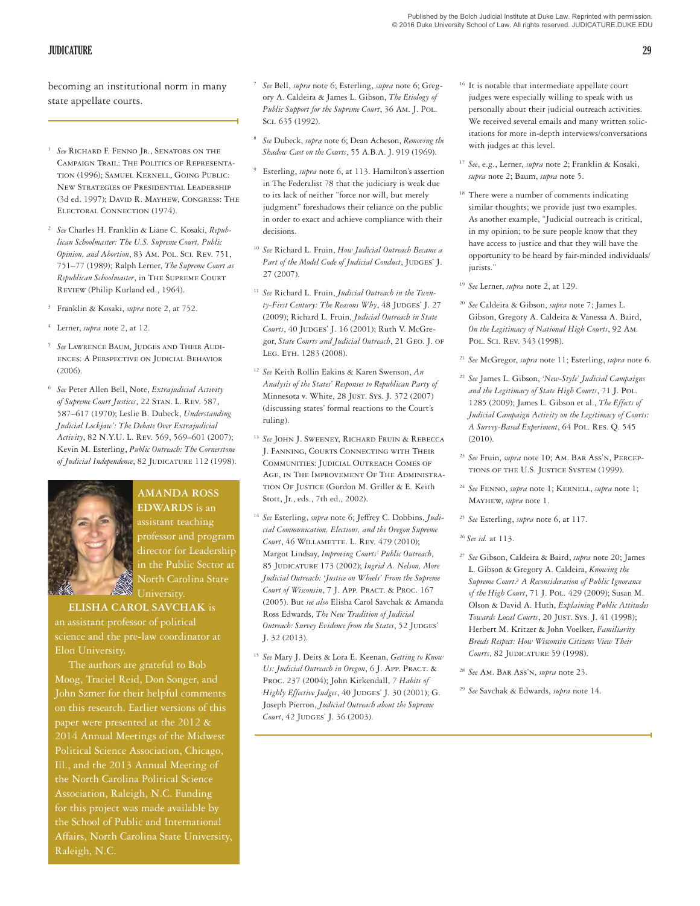becoming an institutional norm in many state appellate courts.

---

1. *See* Richard F. Fenno Jr., Senators on the Campaign Trail: The Politics of Representation (1996); Samuel Kernell, Going Public: New Strategies of Presidential Leadership (3d ed. 1997); David R. Mayhew, Congress: The Electoral Connection (1974).

2. *See* Charles H. Franklin & Liane C. Kosaki, *Republican Schoolmaster: The U.S. Supreme Court, Public Opinion, and Abortion*, 83 Am. Pol. Sci. Rev. 751, 751–77 (1989); Ralph Lerner, *The Supreme Court as Republican Schoolmaster*, in The Supreme Court Review (Philip Kurland ed., 1964).

3. Franklin & Kosaki, *supra* note 2, at 752.

4. Lerner, *supra* note 2, at 12.

5. *See* Lawrence Baum, Judges and Their Audiences: A Perspective on Judicial Behavior (2006).

6. *See* Peter Allen Bell, Note, *Extrajudicial Activity of Supreme Court Justices*, 22 Stan. L. Rev. 587, 587–617 (1970); Leslie B. Dubeck, *Understanding Judicial Lockjaw': The Debate Over Extrajudicial Activity*, 82 N.Y.U. L. Rev. 569, 569–601 (2007); Kevin M. Esterling, *Public Outreach: The Cornerstone of Judicial Independence*, 82 Judicature 112 (1998).

**AMANDA ROSS EDWARDS** is an assistant teaching professor and program director for Leadership in the Public Sector at North Carolina State University.

**ELISHA CAROL SAVCHAK** is an assistant professor of political science and the pre-law coordinator at Elon University.

The authors are grateful to Bob Moog, Traciel Reid, Don Songer, and John Szmer for their helpful comments on this research. Earlier versions of this paper were presented at the 2012 & 2014 Annual Meetings of the Midwest Political Science Association, Chicago, Ill., and the 2013 Annual Meeting of the North Carolina Political Science Association, Raleigh, N.C. Funding for this project was made available by the School of Public and International Affairs, North Carolina State University, Raleigh, N.C.

7. *See* Bell, *supra* note 6; Esterling, *supra* note 6; Gregory A. Caldeira & James L. Gibson, *The Etiology of Public Support for the Supreme Court*, 36 Am. J. Pol. Sci. 635 (1992).

8. *See* Dubeck, *supra* note 6; Dean Acheson, *Removing the Shadow Cast on the Courts*, 55 A.B.A. J. 919 (1969).

9. Esterling, *supra* note 6, at 113. Hamilton's assertion in The Federalist 78 that the judiciary is weak due to its lack of neither "force nor will, but merely judgment" foreshadows their reliance on the public in order to exact and achieve compliance with their decisions.

10. *See* Richard L. Fruin, *How Judicial Outreach Became a Part of the Model Code of Judicial Conduct*, Judges' J. 27 (2007).

11. *See* Richard L. Fruin, *Judicial Outreach in the Twenty-First Century: The Reasons Why*, 48 Judges' J. 27 (2009); Richard L. Fruin, *Judicial Outreach in State Courts*, 40 Judges' J. 16 (2001); Ruth V. McGregor, *State Courts and Judicial Outreach*, 21 Geo. J. of Leg. Eth. 1283 (2008).

12. *See* Keith Rollin Eakins & Karen Swenson, *An Analysis of the States' Responses to Republican Party of* Minnesota v. White, 28 Just. Sys. J. 372 (2007) (discussing states' formal reactions to the Court's ruling).

13. *See* John J. Sweeney, Richard Fruin & Rebecca J. Fanning, Courts Connecting with Their Communities: Judicial Outreach Comes of Age, in The Improvement Of The Administration Of Justice (Gordon M. Griller & E. Keith Stott, Jr., eds., 7th ed., 2002).

14. *See* Esterling, *supra* note 6; Jeffrey C. Dobbins, *Judicial Communication, Elections, and the Oregon Supreme Court*, 46 Willamette. L. Rev. 479 (2010); Margot Lindsay, *Improving Courts' Public Outreach*, 85 Judicature 173 (2002); *Ingrid A. Nelson, More Judicial Outreach: 'Justice on Wheels' From the Supreme Court of Wisconsin*, 7 J. App. Pract. & Proc. 167 (2005). But *see also* Elisha Carol Savchak & Amanda Ross Edwards, *The New Tradition of Judicial Outreach: Survey Evidence from the States*, 52 Judges' J. 32 (2013).

15. *See* Mary J. Deits & Lora E. Keenan, *Getting to Know Us: Judicial Outreach in Oregon*, 6 J. App. Pract. & Proc. 237 (2004); John Kirkendall, *7 Habits of Highly Effective Judges*, 40 Judges' J. 30 (2001); G. Joseph Pierron, *Judicial Outreach about the Supreme Court*, 42 Judges' J. 36 (2003).

16. It is notable that intermediate appellate court judges were especially willing to speak with us personally about their judicial outreach activities. We received several emails and many written solicitations for more in-depth interviews/conversations with judges at this level.

17. *See*, e.g., Lerner, *supra* note 2; Franklin & Kosaki, *supra* note 2; Baum, *supra* note 5.

18. There were a number of comments indicating similar thoughts; we provide just two examples. As another example, "Judicial outreach is critical, in my opinion; to be sure people know that they have access to justice and that they will have the opportunity to be heard by fair-minded individuals/jurists."

19. *See* Lerner, *supra* note 2, at 129.

20. *See* Caldeira & Gibson, *supra* note 7; James L. Gibson, Gregory A. Caldeira & Vanessa A. Baird, *On the Legitimacy of National High Courts*, 92 Am. Pol. Sci. Rev. 343 (1998).

21. *See* McGregor, *supra* note 11; Esterling, *supra* note 6.

22. *See* James L. Gibson, *'New-Style' Judicial Campaigns and the Legitimacy of State High Courts*, 71 J. Pol. 1285 (2009); James L. Gibson et al., *The Effects of Judicial Campaign Activity on the Legitimacy of Courts: A Survey-Based Experiment*, 64 Pol. Res. Q. 545 (2010).

23. *See* Fruin, *supra* note 10; Am. Bar Ass'n, Perceptions of the U.S. Justice System (1999).

24. *See* Fenno, *supra* note 1; Kernell, *supra* note 1; Mayhew, *supra* note 1.

25. *See* Esterling, *supra* note 6, at 117.

26. *See id.* at 113.

27. *See* Gibson, Caldeira & Baird, *supra* note 20; James L. Gibson & Gregory A. Caldeira, *Knowing the Supreme Court? A Reconsideration of Public Ignorance of the High Court*, 71 J. Pol. 429 (2009); Susan M. Olson & David A. Huth, *Explaining Public Attitudes Towards Local Courts*, 20 Just. Sys. J. 41 (1998); Herbert M. Kritzer & John Voelker, *Familiarity Breeds Respect: How Wisconsin Citizens View Their Courts*, 82 Judicature 59 (1998).

28. *See* Am. Bar Ass'n, *supra* note 23.

29. *See* Savchak & Edwards, *supra* note 14.